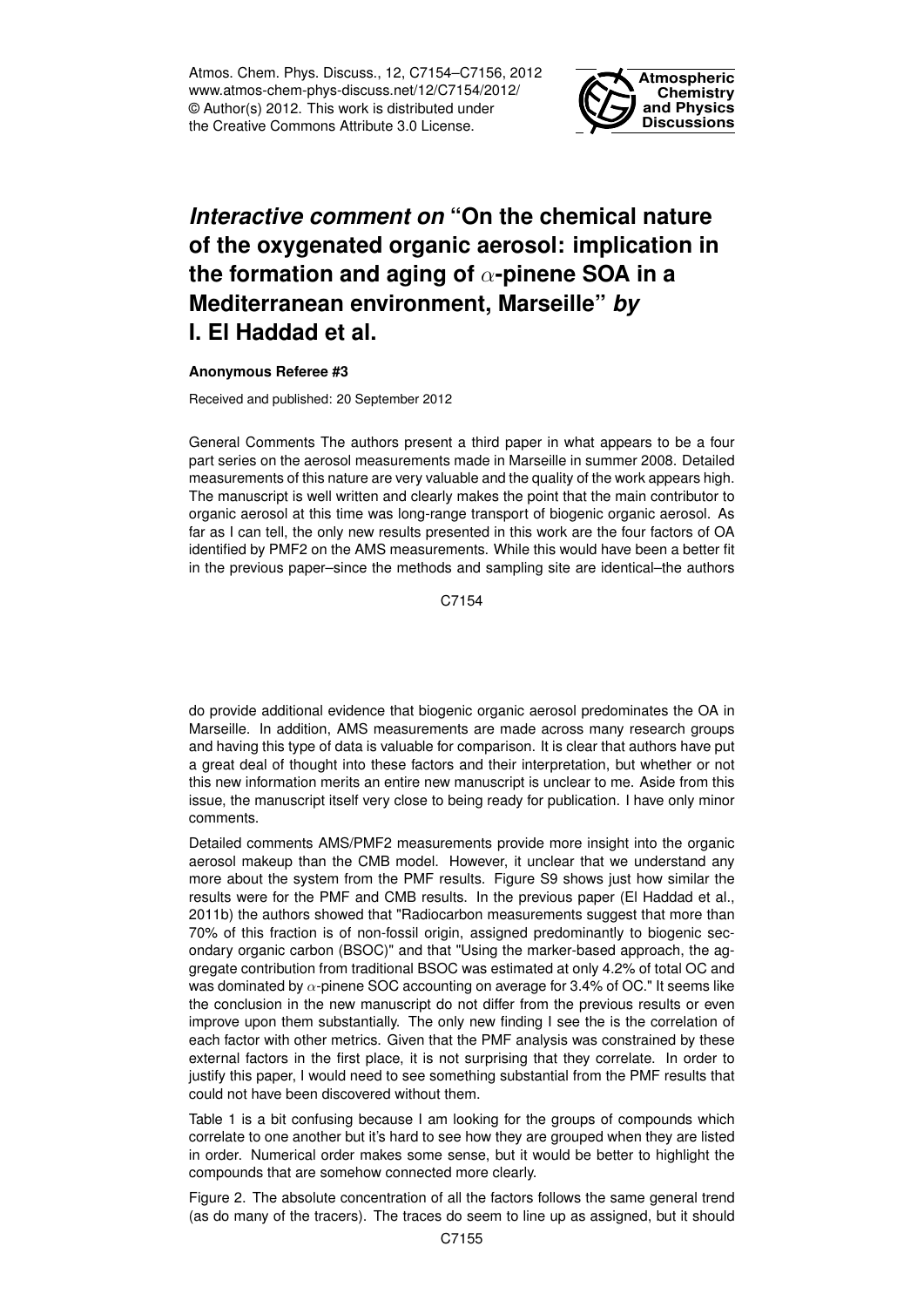Atmos. Chem. Phys. Discuss., 12, C7154–C7156, 2012
www.atmos-chem-phys-discuss.net/12/C7154/2012/
© Author(s) 2012. This work is distributed under
the Creative Commons Attribute 3.0 License.

**Atmospheric Chemistry and Physics Discussions**

# *Interactive comment on* "On the chemical nature of the oxygenated organic aerosol: implication in the formation and aging of $\alpha$-pinene SOA in a Mediterranean environment, Marseille" *by* I. El Haddad et al.

**Anonymous Referee #3**

Received and published: 20 September 2012

General Comments The authors present a third paper in what appears to be a four part series on the aerosol measurements made in Marseille in summer 2008. Detailed measurements of this nature are very valuable and the quality of the work appears high. The manuscript is well written and clearly makes the point that the main contributor to organic aerosol at this time was long-range transport of biogenic organic aerosol. As far as I can tell, the only new results presented in this work are the four factors of OA identified by PMF2 on the AMS measurements. While this would have been a better fit in the previous paper–since the methods and sampling site are identical–the authors do provide additional evidence that biogenic organic aerosol predominates the OA in Marseille. In addition, AMS measurements are made across many research groups and having this type of data is valuable for comparison. It is clear that authors have put a great deal of thought into these factors and their interpretation, but whether or not this new information merits an entire new manuscript is unclear to me. Aside from this issue, the manuscript itself very close to being ready for publication. I have only minor comments.

Detailed comments AMS/PMF2 measurements provide more insight into the organic aerosol makeup than the CMB model. However, it unclear that we understand any more about the system from the PMF results. Figure S9 shows just how similar the results were for the PMF and CMB results. In the previous paper (El Haddad et al., 2011b) the authors showed that "Radiocarbon measurements suggest that more than 70% of this fraction is of non-fossil origin, assigned predominantly to biogenic secondary organic carbon (BSOC)" and that "Using the marker-based approach, the aggregate contribution from traditional BSOC was estimated at only 4.2% of total OC and was dominated by $\alpha$-pinene SOC accounting on average for 3.4% of OC." It seems like the conclusion in the new manuscript do not differ from the previous results or even improve upon them substantially. The only new finding I see the is the correlation of each factor with other metrics. Given that the PMF analysis was constrained by these external factors in the first place, it is not surprising that they correlate. In order to justify this paper, I would need to see something substantial from the PMF results that could not have been discovered without them.

Table 1 is a bit confusing because I am looking for the groups of compounds which correlate to one another but it's hard to see how they are grouped when they are listed in order. Numerical order makes some sense, but it would be better to highlight the compounds that are somehow connected more clearly.

Figure 2. The absolute concentration of all the factors follows the same general trend (as do many of the tracers). The traces do seem to line up as assigned, but it should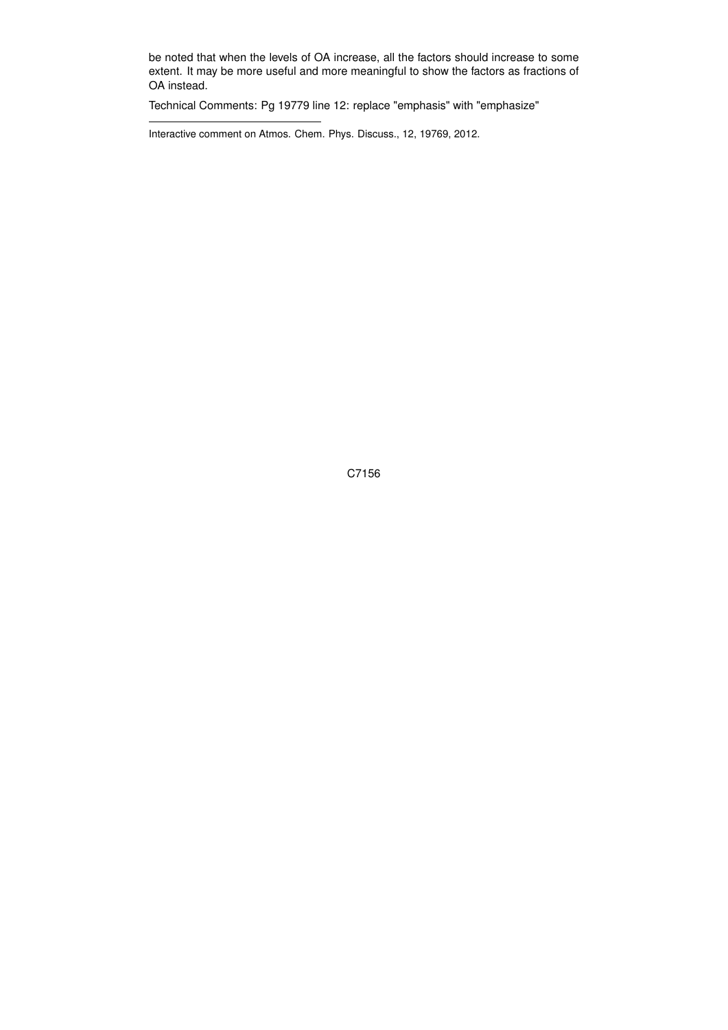be noted that when the levels of OA increase, all the factors should increase to some extent. It may be more useful and more meaningful to show the factors as fractions of OA instead.

Technical Comments: Pg 19779 line 12: replace "emphasis" with "emphasize"

---

Interactive comment on Atmos. Chem. Phys. Discuss., 12, 19769, 2012.